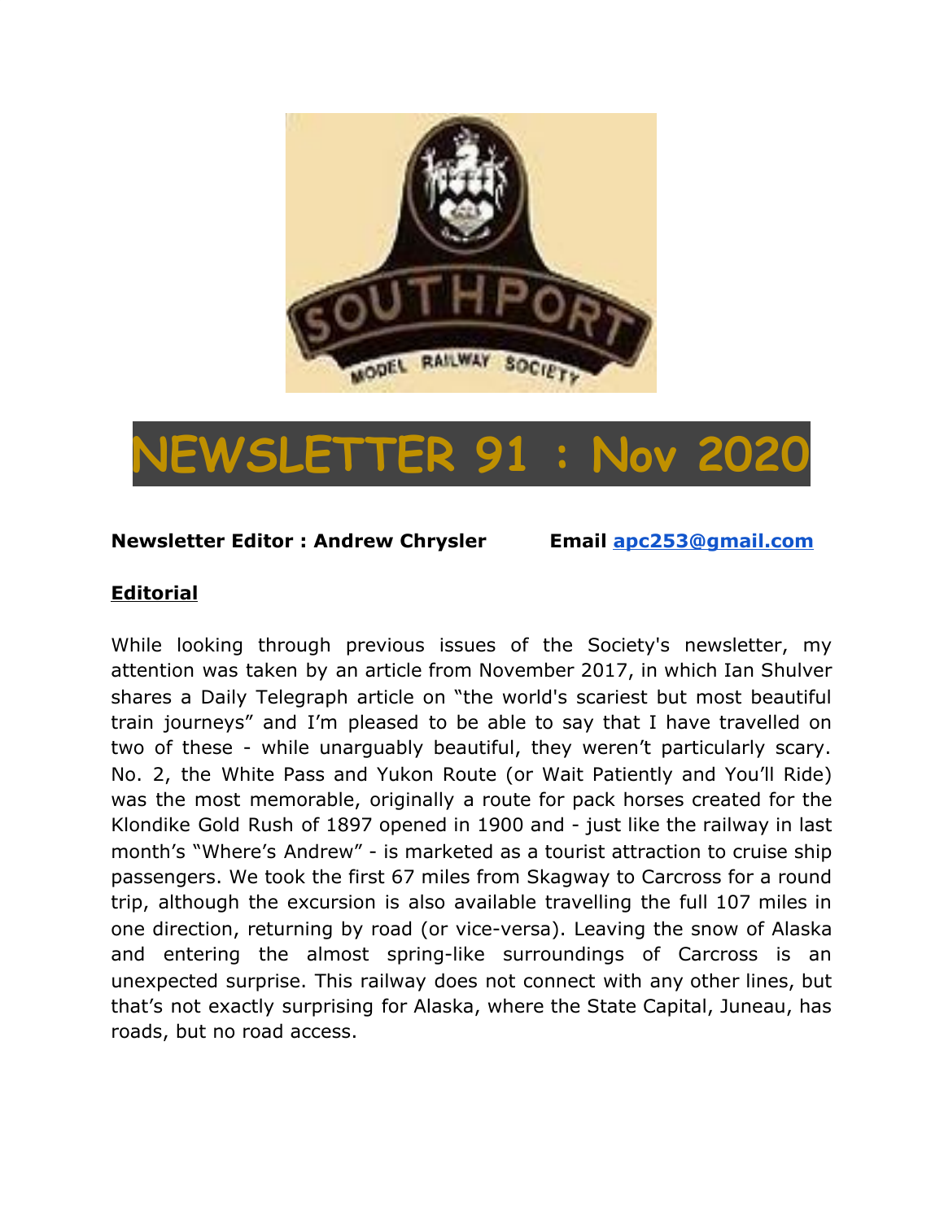# NEWSLETTER 91 : Nov 2020

**Newsletter Editor : Andrew Chrysler** **Email apc253@gmail.com**

## Editorial

While looking through previous issues of the Society's newsletter, my attention was taken by an article from November 2017, in which Ian Shulver shares a Daily Telegraph article on "the world's scariest but most beautiful train journeys" and I'm pleased to be able to say that I have travelled on two of these - while unarguably beautiful, they weren't particularly scary. No. 2, the White Pass and Yukon Route (or Wait Patiently and You'll Ride) was the most memorable, originally a route for pack horses created for the Klondike Gold Rush of 1897 opened in 1900 and - just like the railway in last month's "Where's Andrew" - is marketed as a tourist attraction to cruise ship passengers. We took the first 67 miles from Skagway to Carcross for a round trip, although the excursion is also available travelling the full 107 miles in one direction, returning by road (or vice-versa). Leaving the snow of Alaska and entering the almost spring-like surroundings of Carcross is an unexpected surprise. This railway does not connect with any other lines, but that's not exactly surprising for Alaska, where the State Capital, Juneau, has roads, but no road access.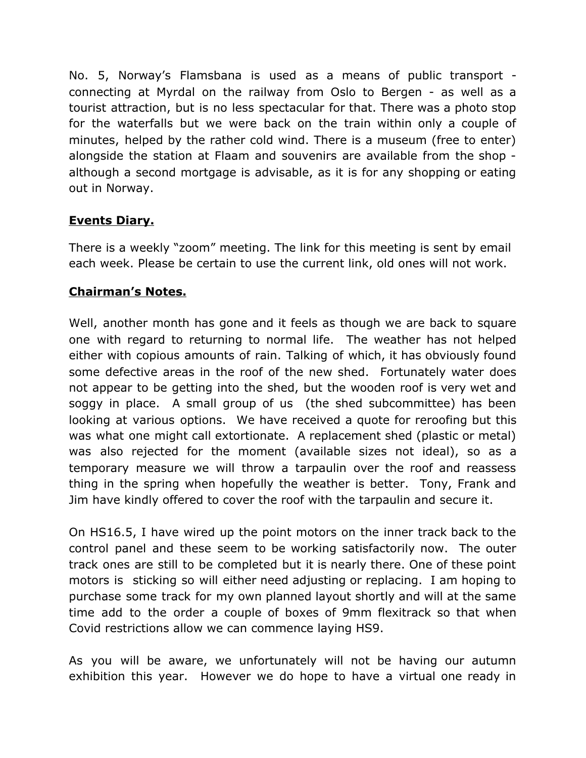No. 5, Norway's Flamsbana is used as a means of public transport - connecting at Myrdal on the railway from Oslo to Bergen - as well as a tourist attraction, but is no less spectacular for that. There was a photo stop for the waterfalls but we were back on the train within only a couple of minutes, helped by the rather cold wind. There is a museum (free to enter) alongside the station at Flaam and souvenirs are available from the shop - although a second mortgage is advisable, as it is for any shopping or eating out in Norway.

## **Events Diary.**

There is a weekly "zoom" meeting. The link for this meeting is sent by email each week. Please be certain to use the current link, old ones will not work.

## **Chairman's Notes.**

Well, another month has gone and it feels as though we are back to square one with regard to returning to normal life. The weather has not helped either with copious amounts of rain. Talking of which, it has obviously found some defective areas in the roof of the new shed. Fortunately water does not appear to be getting into the shed, but the wooden roof is very wet and soggy in place. A small group of us (the shed subcommittee) has been looking at various options. We have received a quote for reroofing but this was what one might call extortionate. A replacement shed (plastic or metal) was also rejected for the moment (available sizes not ideal), so as a temporary measure we will throw a tarpaulin over the roof and reassess thing in the spring when hopefully the weather is better. Tony, Frank and Jim have kindly offered to cover the roof with the tarpaulin and secure it.

On HS16.5, I have wired up the point motors on the inner track back to the control panel and these seem to be working satisfactorily now. The outer track ones are still to be completed but it is nearly there. One of these point motors is sticking so will either need adjusting or replacing. I am hoping to purchase some track for my own planned layout shortly and will at the same time add to the order a couple of boxes of 9mm flexitrack so that when Covid restrictions allow we can commence laying HS9.

As you will be aware, we unfortunately will not be having our autumn exhibition this year. However we do hope to have a virtual one ready in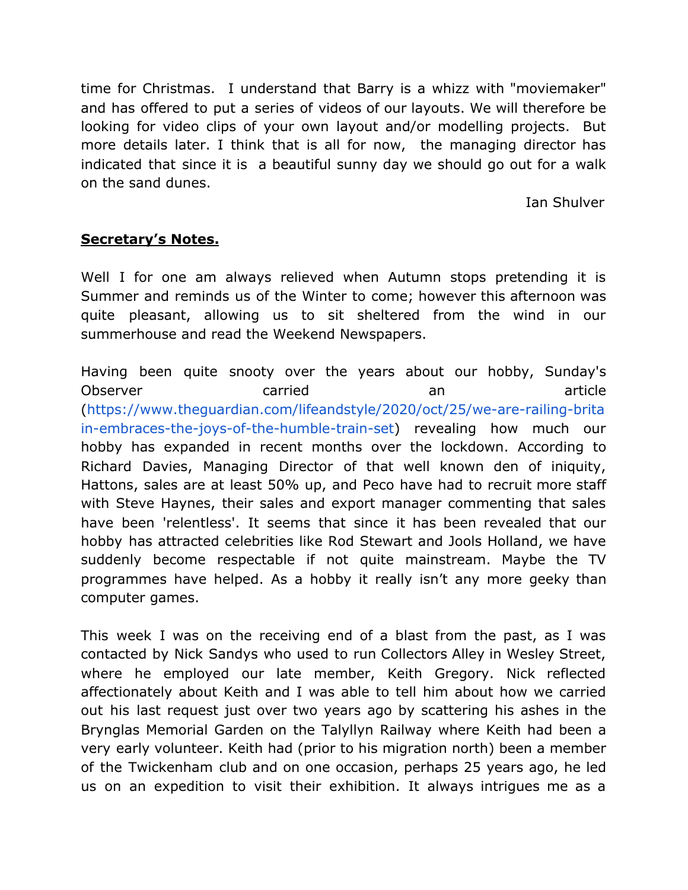time for Christmas. I understand that Barry is a whizz with "moviemaker" and has offered to put a series of videos of our layouts. We will therefore be looking for video clips of your own layout and/or modelling projects. But more details later. I think that is all for now, the managing director has indicated that since it is a beautiful sunny day we should go out for a walk on the sand dunes.

Ian Shulver

## **Secretary's Notes.**

Well I for one am always relieved when Autumn stops pretending it is Summer and reminds us of the Winter to come; however this afternoon was quite pleasant, allowing us to sit sheltered from the wind in our summerhouse and read the Weekend Newspapers.

Having been quite snooty over the years about our hobby, Sunday's Observer carried an article (https://www.theguardian.com/lifeandstyle/2020/oct/25/we-are-railing-britain-embraces-the-joys-of-the-humble-train-set) revealing how much our hobby has expanded in recent months over the lockdown. According to Richard Davies, Managing Director of that well known den of iniquity, Hattons, sales are at least 50% up, and Peco have had to recruit more staff with Steve Haynes, their sales and export manager commenting that sales have been 'relentless'. It seems that since it has been revealed that our hobby has attracted celebrities like Rod Stewart and Jools Holland, we have suddenly become respectable if not quite mainstream. Maybe the TV programmes have helped. As a hobby it really isn't any more geeky than computer games.

This week I was on the receiving end of a blast from the past, as I was contacted by Nick Sandys who used to run Collectors Alley in Wesley Street, where he employed our late member, Keith Gregory. Nick reflected affectionately about Keith and I was able to tell him about how we carried out his last request just over two years ago by scattering his ashes in the Bryngslas Memorial Garden on the Talyllyn Railway where Keith had been a very early volunteer. Keith had (prior to his migration north) been a member of the Twickenham club and on one occasion, perhaps 25 years ago, he led us on an expedition to visit their exhibition. It always intrigues me as a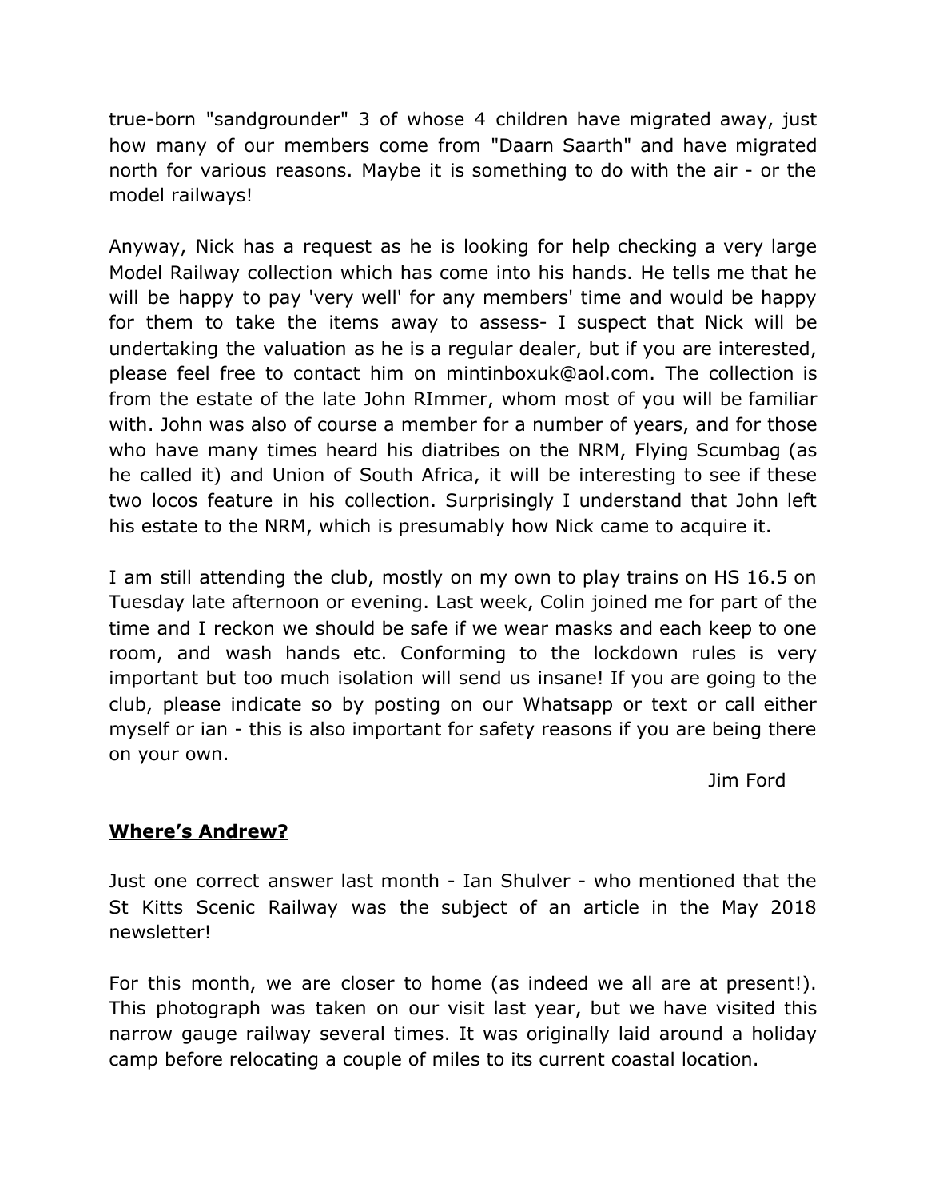true-born "sandgrounder" 3 of whose 4 children have migrated away, just how many of our members come from "Daarn Saarth" and have migrated north for various reasons. Maybe it is something to do with the air - or the model railways!

Anyway, Nick has a request as he is looking for help checking a very large Model Railway collection which has come into his hands. He tells me that he will be happy to pay 'very well' for any members' time and would be happy for them to take the items away to assess- I suspect that Nick will be undertaking the valuation as he is a regular dealer, but if you are interested, please feel free to contact him on mintinboxuk@aol.com. The collection is from the estate of the late John RImmer, whom most of you will be familiar with. John was also of course a member for a number of years, and for those who have many times heard his diatribes on the NRM, Flying Scumbag (as he called it) and Union of South Africa, it will be interesting to see if these two locos feature in his collection. Surprisingly I understand that John left his estate to the NRM, which is presumably how Nick came to acquire it.

I am still attending the club, mostly on my own to play trains on HS 16.5 on Tuesday late afternoon or evening. Last week, Colin joined me for part of the time and I reckon we should be safe if we wear masks and each keep to one room, and wash hands etc. Conforming to the lockdown rules is very important but too much isolation will send us insane! If you are going to the club, please indicate so by posting on our Whatsapp or text or call either myself or ian - this is also important for safety reasons if you are being there on your own.

Jim Ford

## Where's Andrew?

Just one correct answer last month - Ian Shulver - who mentioned that the St Kitts Scenic Railway was the subject of an article in the May 2018 newsletter!

For this month, we are closer to home (as indeed we all are at present!). This photograph was taken on our visit last year, but we have visited this narrow gauge railway several times. It was originally laid around a holiday camp before relocating a couple of miles to its current coastal location.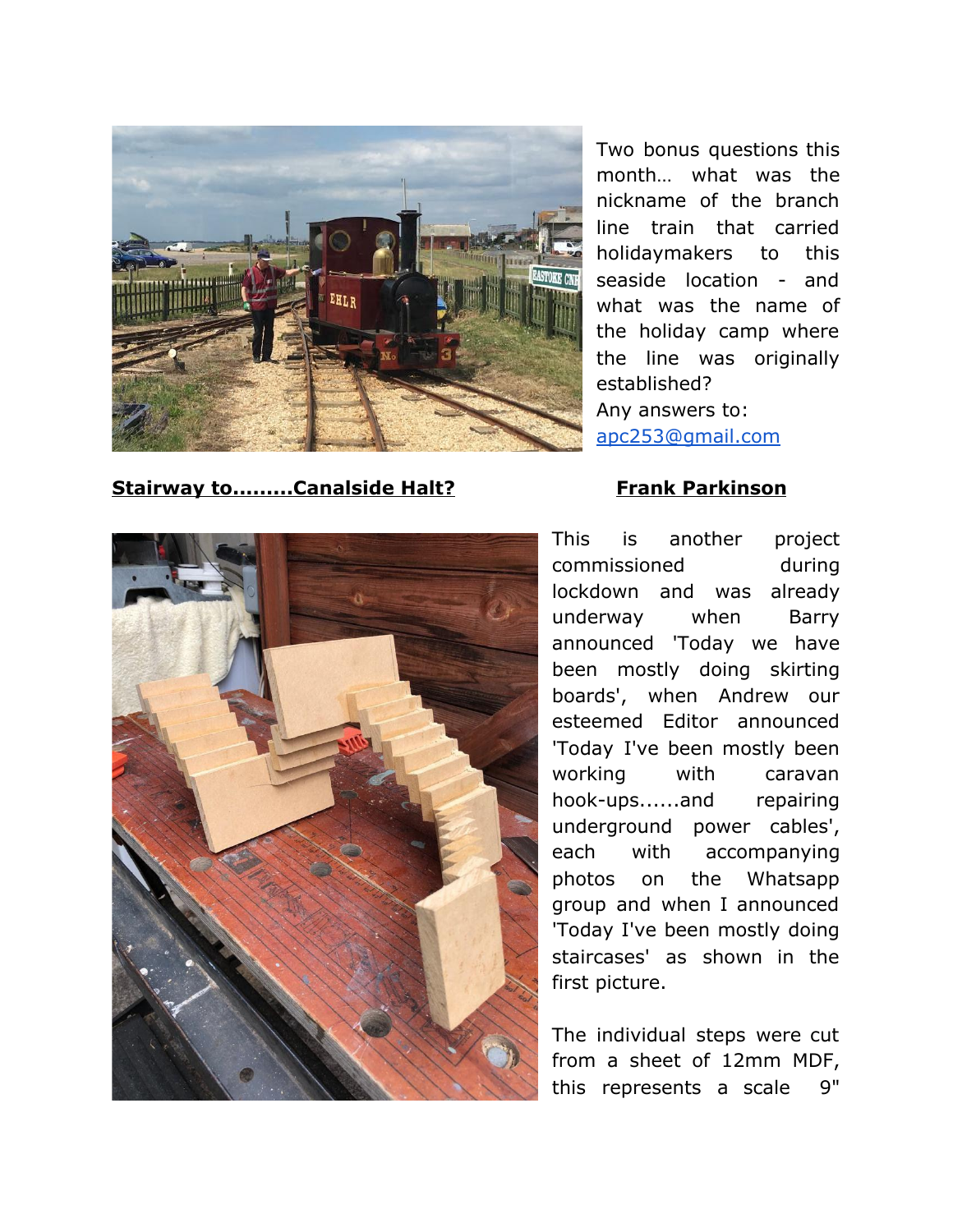Two bonus questions this month… what was the nickname of the branch line train that carried holidaymakers to this seaside location - and what was the name of the holiday camp where the line was originally established?

Any answers to: apc253@gmail.com

**Stairway to.........Canalside Halt?**

**Frank Parkinson**

This is another project commissioned during lockdown and was already underway when Barry announced 'Today we have been mostly doing skirting boards', when Andrew our esteemed Editor announced 'Today I've been mostly been working with caravan hook-ups......and repairing underground power cables', each with accompanying photos on the Whatsapp group and when I announced 'Today I've been mostly doing staircases' as shown in the first picture.

The individual steps were cut from a sheet of 12mm MDF, this represents a scale 9"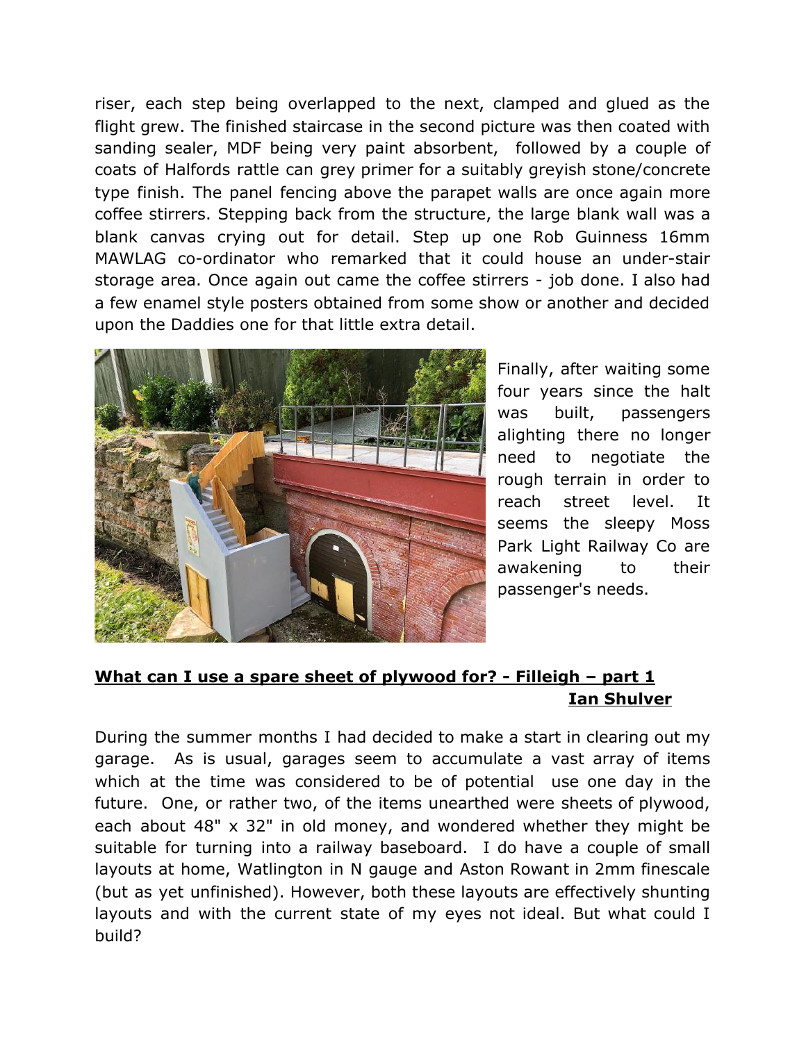riser, each step being overlapped to the next, clamped and glued as the flight grew. The finished staircase in the second picture was then coated with sanding sealer, MDF being very paint absorbent, followed by a couple of coats of Halfords rattle can grey primer for a suitably greyish stone/concrete type finish. The panel fencing above the parapet walls are once again more coffee stirrers. Stepping back from the structure, the large blank wall was a blank canvas crying out for detail. Step up one Rob Guinness 16mm MAWLAG co-ordinator who remarked that it could house an under-stair storage area. Once again out came the coffee stirrers - job done. I also had a few enamel style posters obtained from some show or another and decided upon the Daddies one for that little extra detail.

Finally, after waiting some four years since the halt was built, passengers alighting there no longer need to negotiate the rough terrain in order to reach street level. It seems the sleepy Moss Park Light Railway Co are awakening to their passenger's needs.

## **What can I use a spare sheet of plywood for? - Filleigh – part 1**

**Ian Shulver**

During the summer months I had decided to make a start in clearing out my garage. As is usual, garages seem to accumulate a vast array of items which at the time was considered to be of potential use one day in the future. One, or rather two, of the items unearthed were sheets of plywood, each about 48" x 32" in old money, and wondered whether they might be suitable for turning into a railway baseboard. I do have a couple of small layouts at home, Watlington in N gauge and Aston Rowant in 2mm finescale (but as yet unfinished). However, both these layouts are effectively shunting layouts and with the current state of my eyes not ideal. But what could I build?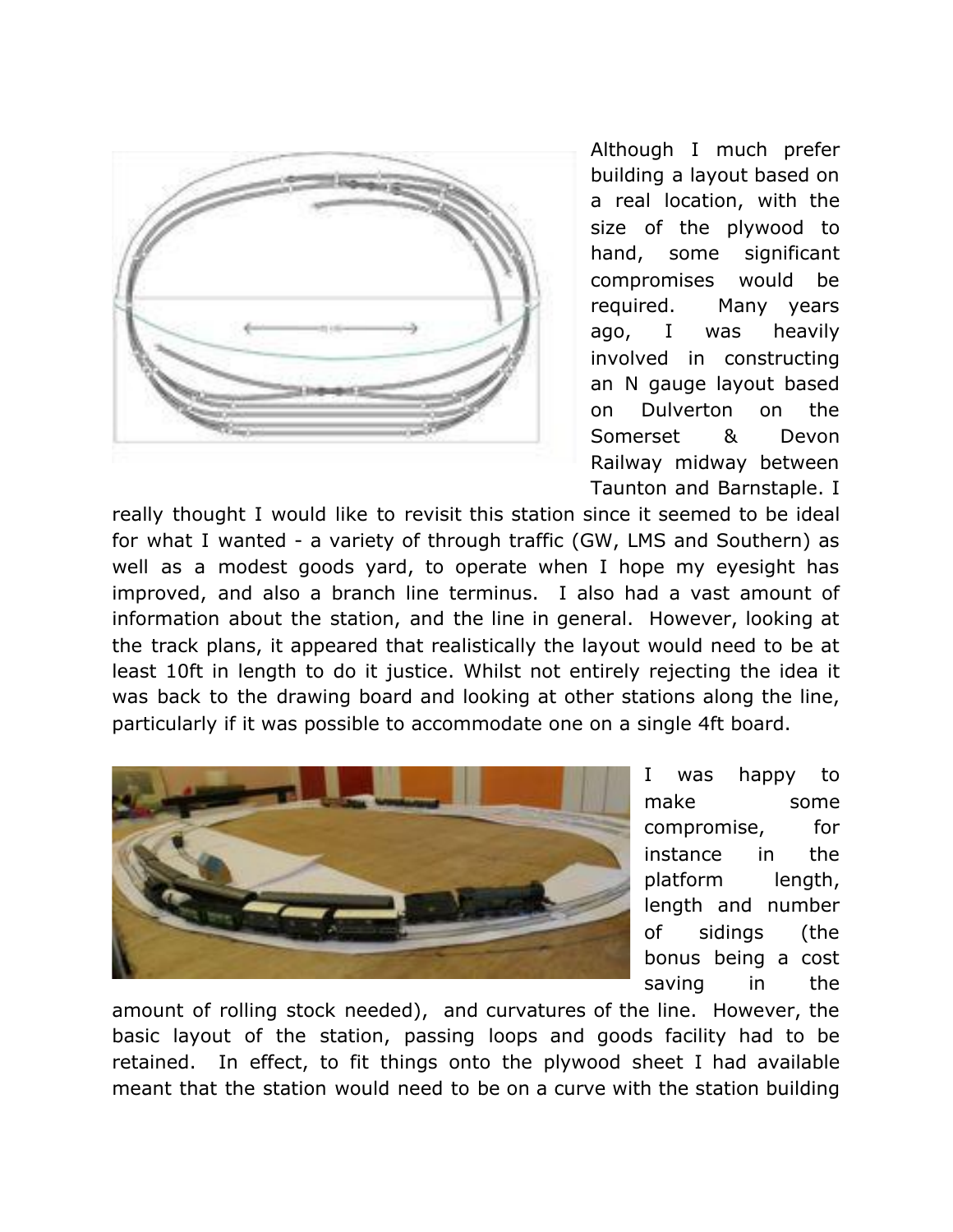Although I much prefer building a layout based on a real location, with the size of the plywood to hand, some significant compromises would be required. Many years ago, I was heavily involved in constructing an N gauge layout based on Dulverton on the Somerset & Devon Railway midway between Taunton and Barnstaple. I really thought I would like to revisit this station since it seemed to be ideal for what I wanted - a variety of through traffic (GW, LMS and Southern) as well as a modest goods yard, to operate when I hope my eyesight has improved, and also a branch line terminus. I also had a vast amount of information about the station, and the line in general. However, looking at the track plans, it appeared that realistically the layout would need to be at least 10ft in length to do it justice. Whilst not entirely rejecting the idea it was back to the drawing board and looking at other stations along the line, particularly if it was possible to accommodate one on a single 4ft board.

I was happy to make some compromise, for instance in the platform length, length and number of sidings (the bonus being a cost saving in the amount of rolling stock needed), and curvatures of the line. However, the basic layout of the station, passing loops and goods facility had to be retained. In effect, to fit things onto the plywood sheet I had available meant that the station would need to be on a curve with the station building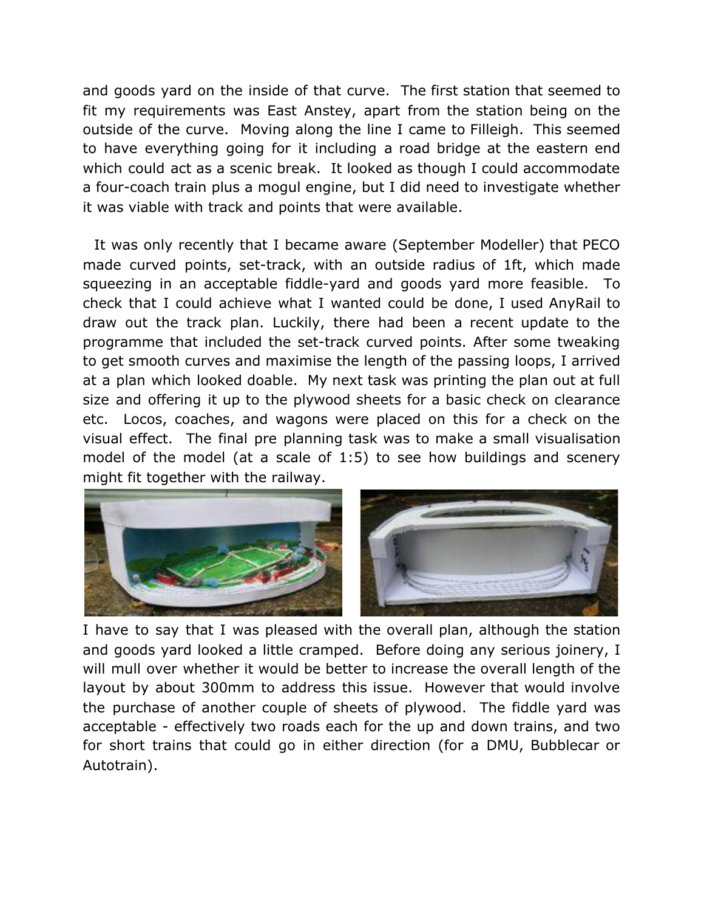and goods yard on the inside of that curve. The first station that seemed to fit my requirements was East Anstey, apart from the station being on the outside of the curve. Moving along the line I came to Filleigh. This seemed to have everything going for it including a road bridge at the eastern end which could act as a scenic break. It looked as though I could accommodate a four-coach train plus a mogul engine, but I did need to investigate whether it was viable with track and points that were available.

It was only recently that I became aware (September Modeller) that PECO made curved points, set-track, with an outside radius of 1ft, which made squeezing in an acceptable fiddle-yard and goods yard more feasible. To check that I could achieve what I wanted could be done, I used AnyRail to draw out the track plan. Luckily, there had been a recent update to the programme that included the set-track curved points. After some tweaking to get smooth curves and maximise the length of the passing loops, I arrived at a plan which looked doable. My next task was printing the plan out at full size and offering it up to the plywood sheets for a basic check on clearance etc. Locos, coaches, and wagons were placed on this for a check on the visual effect. The final pre planning task was to make a small visualisation model of the model (at a scale of 1:5) to see how buildings and scenery might fit together with the railway.

I have to say that I was pleased with the overall plan, although the station and goods yard looked a little cramped. Before doing any serious joinery, I will mull over whether it would be better to increase the overall length of the layout by about 300mm to address this issue. However that would involve the purchase of another couple of sheets of plywood. The fiddle yard was acceptable - effectively two roads each for the up and down trains, and two for short trains that could go in either direction (for a DMU, Bubblecar or Autotrain).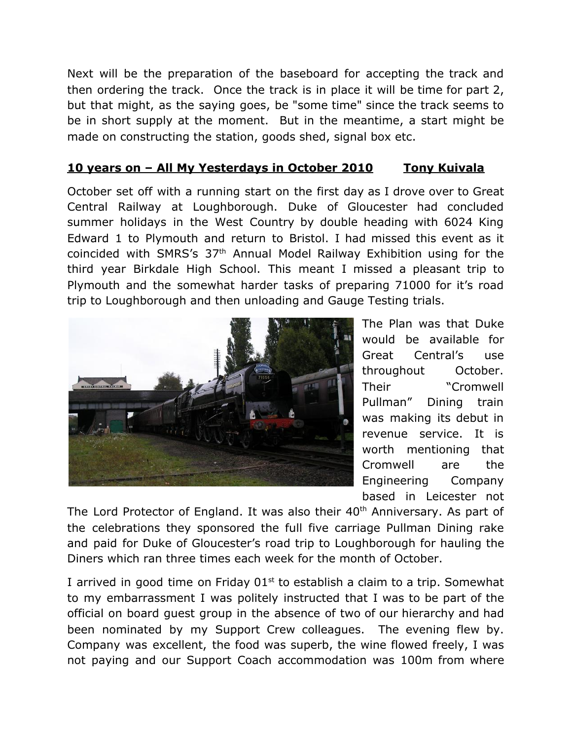Next will be the preparation of the baseboard for accepting the track and then ordering the track. Once the track is in place it will be time for part 2, but that might, as the saying goes, be "some time" since the track seems to be in short supply at the moment. But in the meantime, a start might be made on constructing the station, goods shed, signal box etc.

## 10 years on – All My Yesterdays in October 2010 &nbsp;&nbsp;&nbsp;&nbsp; Tony Kuivala

October set off with a running start on the first day as I drove over to Great Central Railway at Loughborough. Duke of Gloucester had concluded summer holidays in the West Country by double heading with 6024 King Edward 1 to Plymouth and return to Bristol. I had missed this event as it coincided with SMRS's 37th Annual Model Railway Exhibition using for the third year Birkdale High School. This meant I missed a pleasant trip to Plymouth and the somewhat harder tasks of preparing 71000 for it's road trip to Loughborough and then unloading and Gauge Testing trials.

The Plan was that Duke would be available for Great Central's use throughout October. Their "Cromwell Pullman" Dining train was making its debut in revenue service. It is worth mentioning that Cromwell are the Engineering Company based in Leicester not The Lord Protector of England. It was also their 40th Anniversary. As part of the celebrations they sponsored the full five carriage Pullman Dining rake and paid for Duke of Gloucester's road trip to Loughborough for hauling the Diners which ran three times each week for the month of October.

I arrived in good time on Friday 01st to establish a claim to a trip. Somewhat to my embarrassment I was politely instructed that I was to be part of the official on board guest group in the absence of two of our hierarchy and had been nominated by my Support Crew colleagues. The evening flew by. Company was excellent, the food was superb, the wine flowed freely, I was not paying and our Support Coach accommodation was 100m from where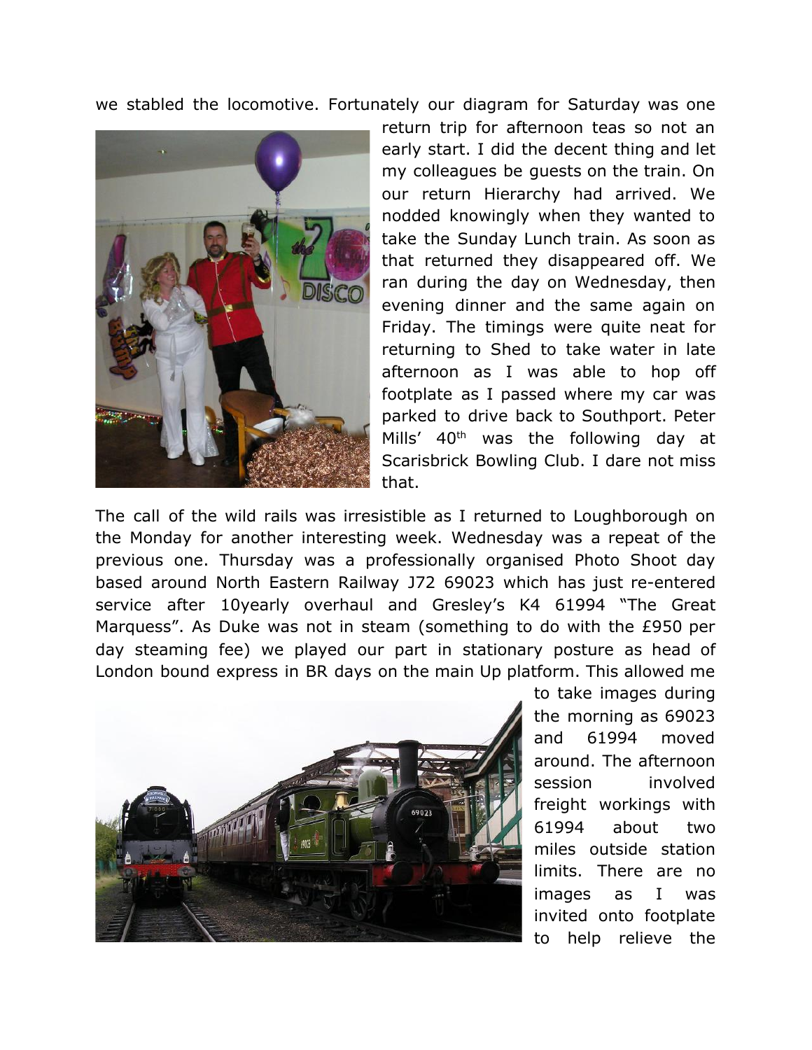we stabled the locomotive. Fortunately our diagram for Saturday was one return trip for afternoon teas so not an early start. I did the decent thing and let my colleagues be guests on the train. On our return Hierarchy had arrived. We nodded knowingly when they wanted to take the Sunday Lunch train. As soon as that returned they disappeared off. We ran during the day on Wednesday, then evening dinner and the same again on Friday. The timings were quite neat for returning to Shed to take water in late afternoon as I was able to hop off footplate as I passed where my car was parked to drive back to Southport. Peter Mills' 40th was the following day at Scarisbrick Bowling Club. I dare not miss that.

The call of the wild rails was irresistible as I returned to Loughborough on the Monday for another interesting week. Wednesday was a repeat of the previous one. Thursday was a professionally organised Photo Shoot day based around North Eastern Railway J72 69023 which has just re-entered service after 10yearly overhaul and Gresley's K4 61994 "The Great Marquess". As Duke was not in steam (something to do with the £950 per day steaming fee) we played our part in stationary posture as head of London bound express in BR days on the main Up platform. This allowed me to take images during the morning as 69023 and 61994 moved around. The afternoon session involved freight workings with 61994 about two miles outside station limits. There are no images as I was invited onto footplate to help relieve the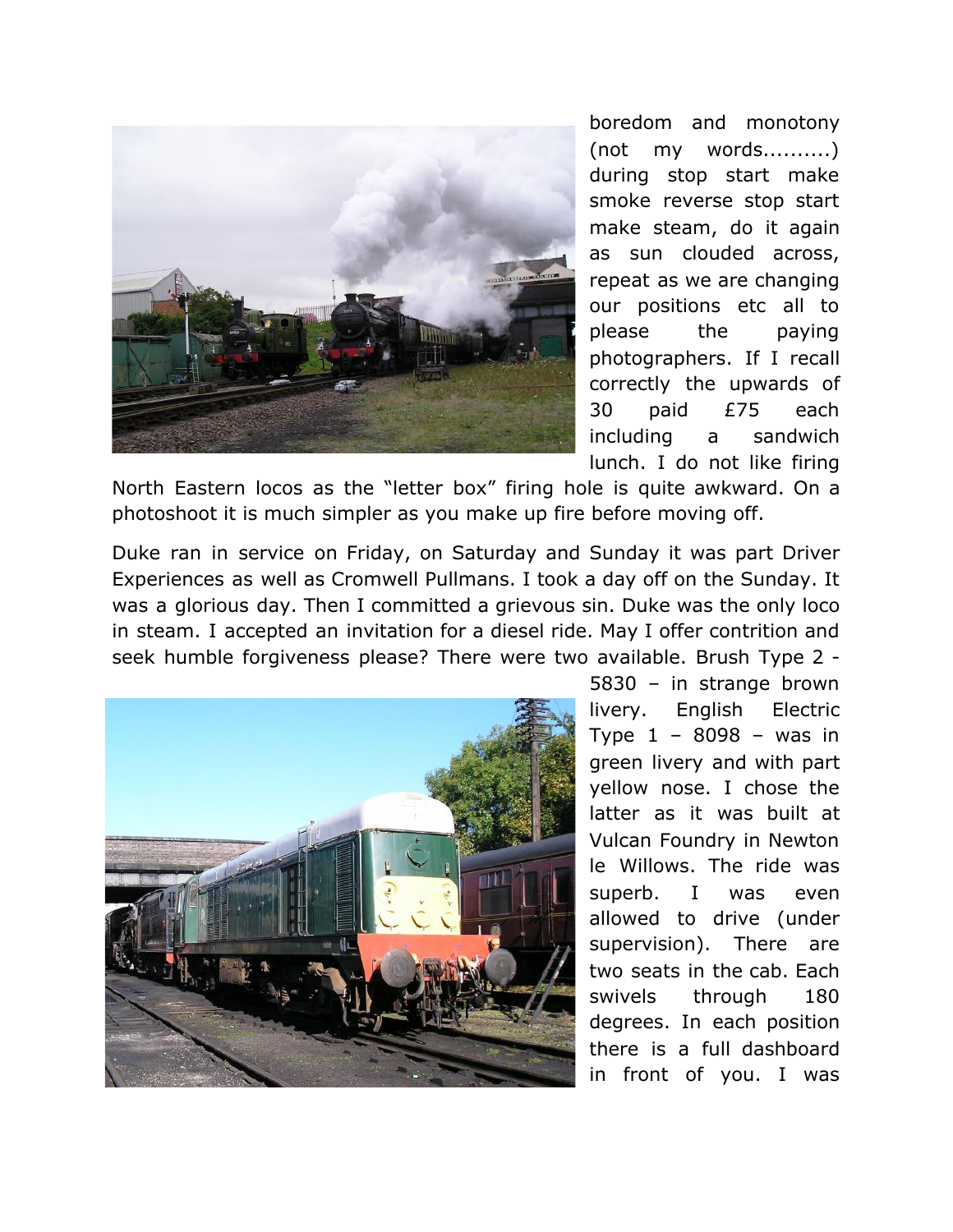boredom and monotony (not my words..........) during stop start make smoke reverse stop start make steam, do it again as sun clouded across, repeat as we are changing our positions etc all to please the paying photographers. If I recall correctly the upwards of 30 paid £75 each including a sandwich lunch. I do not like firing North Eastern locos as the "letter box" firing hole is quite awkward. On a photoshoot it is much simpler as you make up fire before moving off.

Duke ran in service on Friday, on Saturday and Sunday it was part Driver Experiences as well as Cromwell Pullmans. I took a day off on the Sunday. It was a glorious day. Then I committed a grievous sin. Duke was the only loco in steam. I accepted an invitation for a diesel ride. May I offer contrition and seek humble forgiveness please? There were two available. Brush Type 2 - 5830 – in strange brown livery. English Electric Type 1 – 8098 – was in green livery and with part yellow nose. I chose the latter as it was built at Vulcan Foundry in Newton le Willows. The ride was superb. I was even allowed to drive (under supervision). There are two seats in the cab. Each swivels through 180 degrees. In each position there is a full dashboard in front of you. I was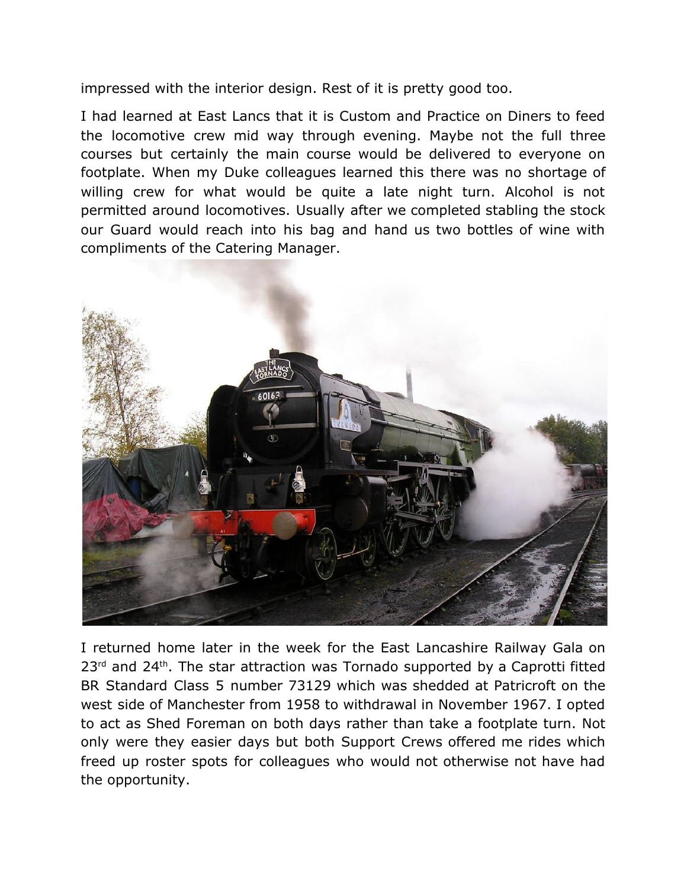impressed with the interior design. Rest of it is pretty good too.

I had learned at East Lancs that it is Custom and Practice on Diners to feed the locomotive crew mid way through evening. Maybe not the full three courses but certainly the main course would be delivered to everyone on footplate. When my Duke colleagues learned this there was no shortage of willing crew for what would be quite a late night turn. Alcohol is not permitted around locomotives. Usually after we completed stabling the stock our Guard would reach into his bag and hand us two bottles of wine with compliments of the Catering Manager.

I returned home later in the week for the East Lancashire Railway Gala on 23rd and 24th. The star attraction was Tornado supported by a Caprotti fitted BR Standard Class 5 number 73129 which was shedded at Patricroft on the west side of Manchester from 1958 to withdrawal in November 1967. I opted to act as Shed Foreman on both days rather than take a footplate turn. Not only were they easier days but both Support Crews offered me rides which freed up roster spots for colleagues who would not otherwise not have had the opportunity.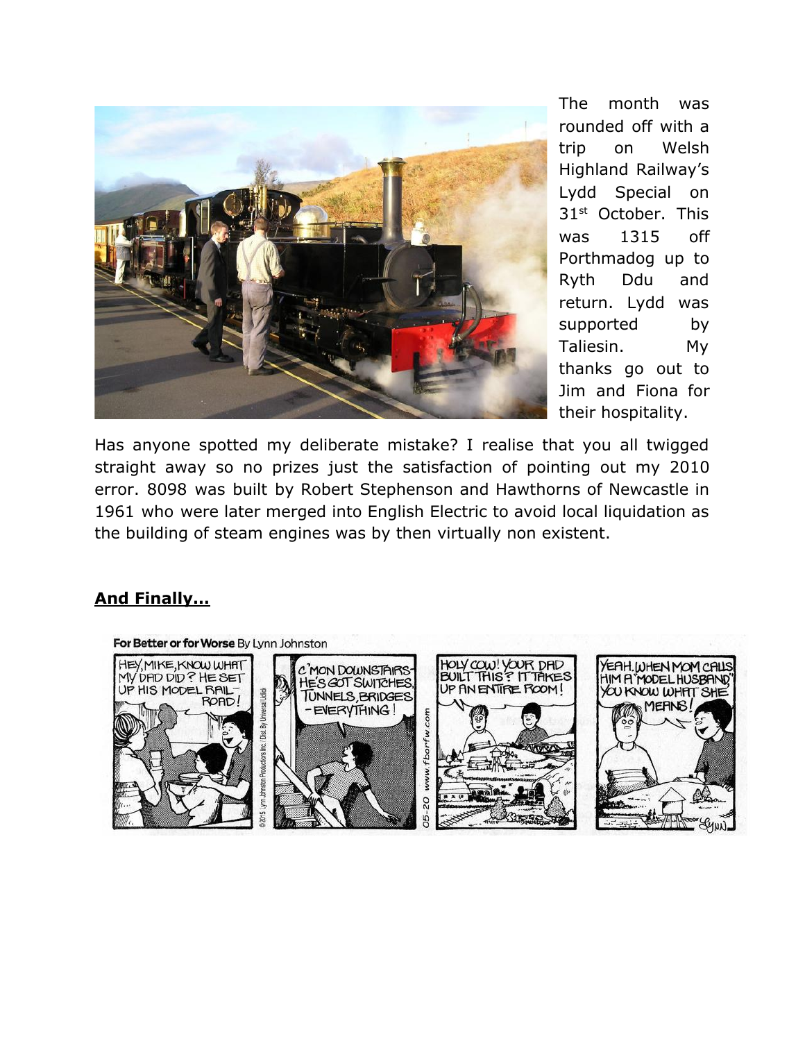The month was rounded off with a trip on Welsh Highland Railway's Lydd Special on 31st October. This was 1315 off Porthmadog up to Ryth Ddu and return. Lydd was supported by Taliesin. My thanks go out to Jim and Fiona for their hospitality.

Has anyone spotted my deliberate mistake? I realise that you all twigged straight away so no prizes just the satisfaction of pointing out my 2010 error. 8098 was built by Robert Stephenson and Hawthorns of Newcastle in 1961 who were later merged into English Electric to avoid local liquidation as the building of steam engines was by then virtually non existent.

## **And Finally…**